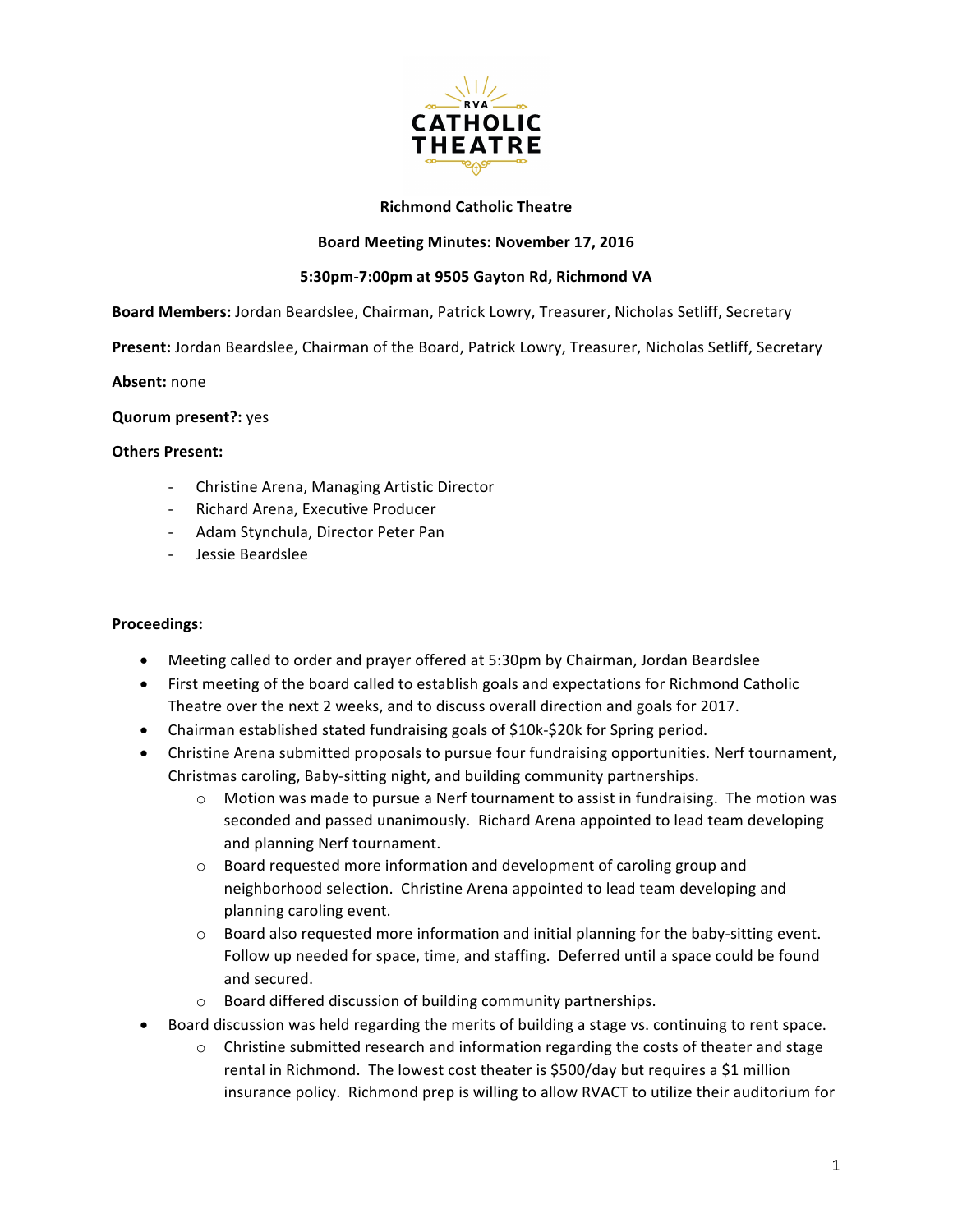**Richmond Catholic Theatre**

**Board Meeting Minutes: November 17, 2016**

**5:30pm-7:00pm at 9505 Gayton Rd, Richmond VA**

**Board Members:** Jordan Beardslee, Chairman, Patrick Lowry, Treasurer, Nicholas Setliff, Secretary

**Present:** Jordan Beardslee, Chairman of the Board, Patrick Lowry, Treasurer, Nicholas Setliff, Secretary

**Absent:** none

**Quorum present?:** yes

**Others Present:**

- Christine Arena, Managing Artistic Director
- Richard Arena, Executive Producer
- Adam Stynchula, Director Peter Pan
- Jessie Beardslee

**Proceedings:**

- Meeting called to order and prayer offered at 5:30pm by Chairman, Jordan Beardslee
- First meeting of the board called to establish goals and expectations for Richmond Catholic Theatre over the next 2 weeks, and to discuss overall direction and goals for 2017.
- Chairman established stated fundraising goals of $10k-$20k for Spring period.
- Christine Arena submitted proposals to pursue four fundraising opportunities. Nerf tournament, Christmas caroling, Baby-sitting night, and building community partnerships.
  - Motion was made to pursue a Nerf tournament to assist in fundraising. The motion was seconded and passed unanimously. Richard Arena appointed to lead team developing and planning Nerf tournament.
  - Board requested more information and development of caroling group and neighborhood selection. Christine Arena appointed to lead team developing and planning caroling event.
  - Board also requested more information and initial planning for the baby-sitting event. Follow up needed for space, time, and staffing. Deferred until a space could be found and secured.
  - Board differed discussion of building community partnerships.
- Board discussion was held regarding the merits of building a stage vs. continuing to rent space.
  - Christine submitted research and information regarding the costs of theater and stage rental in Richmond. The lowest cost theater is $500/day but requires a $1 million insurance policy. Richmond prep is willing to allow RVACT to utilize their auditorium for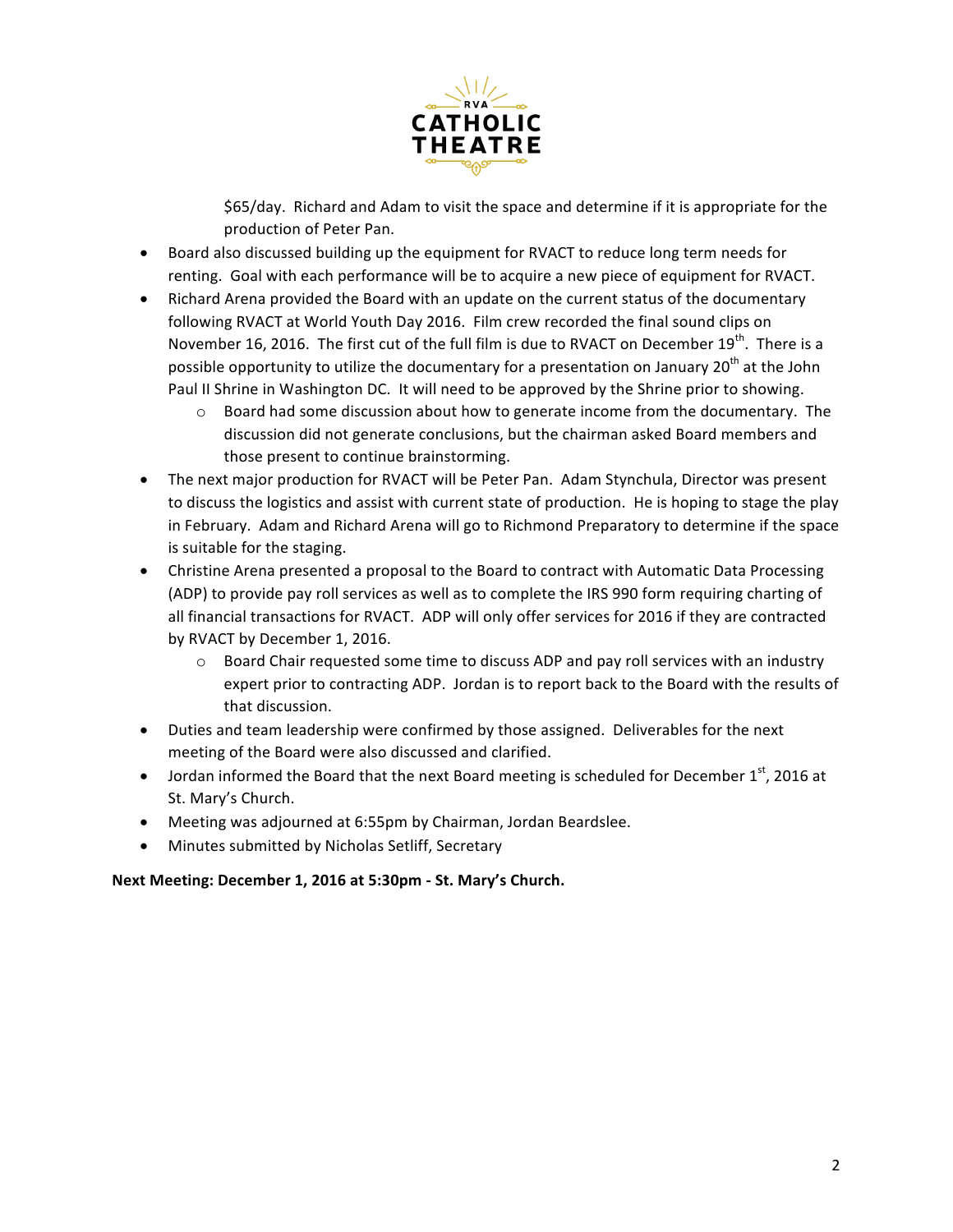$65/day.  Richard and Adam to visit the space and determine if it is appropriate for the production of Peter Pan.

- Board also discussed building up the equipment for RVACT to reduce long term needs for renting.  Goal with each performance will be to acquire a new piece of equipment for RVACT.
- Richard Arena provided the Board with an update on the current status of the documentary following RVACT at World Youth Day 2016.  Film crew recorded the final sound clips on November 16, 2016.  The first cut of the full film is due to RVACT on December 19th.  There is a possible opportunity to utilize the documentary for a presentation on January 20th at the John Paul II Shrine in Washington DC.  It will need to be approved by the Shrine prior to showing.
    - Board had some discussion about how to generate income from the documentary.  The discussion did not generate conclusions, but the chairman asked Board members and those present to continue brainstorming.
- The next major production for RVACT will be Peter Pan.  Adam Stynchula, Director was present to discuss the logistics and assist with current state of production.  He is hoping to stage the play in February.  Adam and Richard Arena will go to Richmond Preparatory to determine if the space is suitable for the staging.
- Christine Arena presented a proposal to the Board to contract with Automatic Data Processing (ADP) to provide pay roll services as well as to complete the IRS 990 form requiring charting of all financial transactions for RVACT.  ADP will only offer services for 2016 if they are contracted by RVACT by December 1, 2016.
    - Board Chair requested some time to discuss ADP and pay roll services with an industry expert prior to contracting ADP.  Jordan is to report back to the Board with the results of that discussion.
- Duties and team leadership were confirmed by those assigned.  Deliverables for the next meeting of the Board were also discussed and clarified.
- Jordan informed the Board that the next Board meeting is scheduled for December 1st, 2016 at St. Mary's Church.
- Meeting was adjourned at 6:55pm by Chairman, Jordan Beardslee.
- Minutes submitted by Nicholas Setliff, Secretary

**Next Meeting: December 1, 2016 at 5:30pm - St. Mary's Church.**